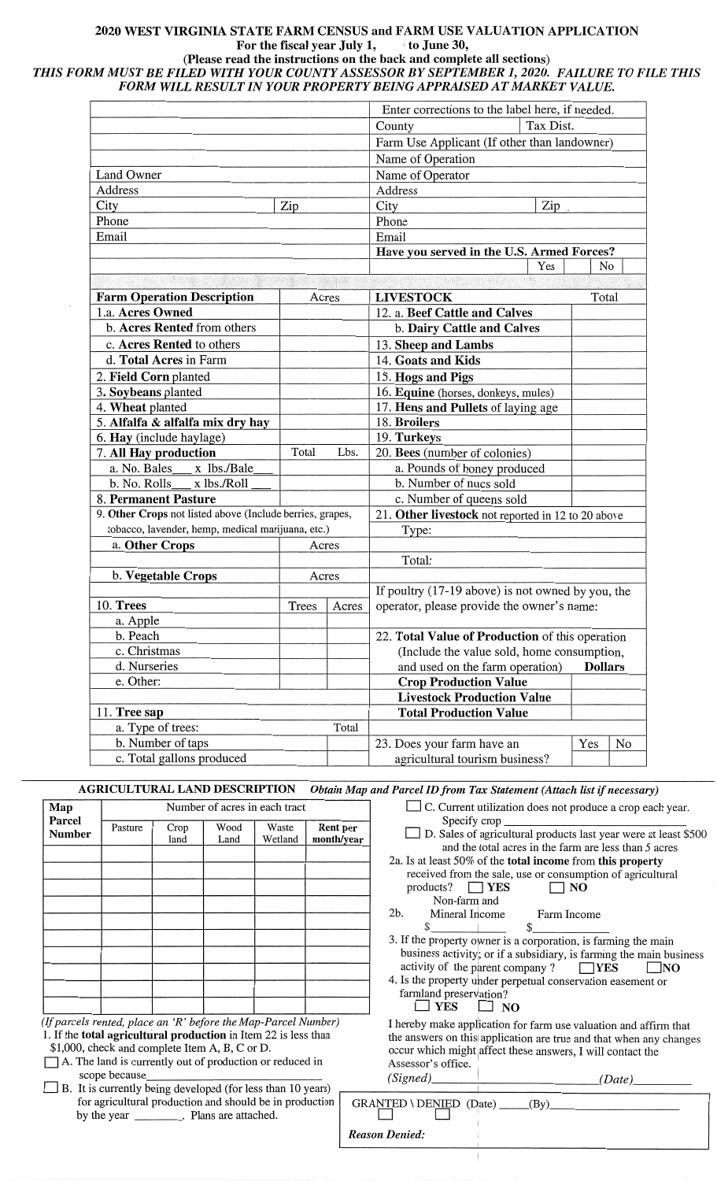# 2020 WEST VIRGINIA STATE FARM CENSUS and FARM USE VALUATION APPLICATION

**For the fiscal year July 1, to June 30,**

**(Please read the instructions on the back and complete all sections)**

***THIS FORM MUST BE FILED WITH YOUR COUNTY ASSESSOR BY SEPTEMBER 1, 2020. FAILURE TO FILE THIS FORM WILL RESULT IN YOUR PROPERTY BEING APPRAISED AT MARKET VALUE.***

| | | | |
|---|---|---|---|
| | | Enter corrections to the label here, if needed. | |
| | | County | Tax Dist. |
| | | Farm Use Applicant (If other than landowner) | |
| | | Name of Operation | |
| Land Owner | | Name of Operator | |
| Address | | Address | |
| City | Zip | City | Zip |
| Phone | | Phone | |
| Email | | Email | |
| | | **Have you served in the U.S. Armed Forces?** | |
| | | Yes | No |

| **Farm Operation Description** | Acres | | **LIVESTOCK** | Total |
|---|---|---|---|---|
| 1.a. **Acres Owned** | | | 12. a. **Beef Cattle and Calves** | |
| b. **Acres Rented** from others | | | b. **Dairy Cattle and Calves** | |
| c. **Acres Rented** to others | | | 13. **Sheep and Lambs** | |
| d. **Total Acres** in Farm | | | 14. **Goats and Kids** | |
| 2. **Field Corn** planted | | | 15. **Hogs and Pigs** | |
| 3. **Soybeans** planted | | | 16. **Equine** (horses, donkeys, mules) | |
| 4. **Wheat** planted | | | 17. **Hens and Pullets** of laying age | |
| 5. **Alfalfa & alfalfa mix dry hay** | | | 18. **Broilers** | |
| 6. **Hay** (include haylage) | | | 19. **Turkeys** | |
| 7. **All Hay production** | Total | Lbs. | 20. **Bees** (number of colonies) | |
| a. No. Bales___ x lbs./Bale___ | | | a. Pounds of honey produced | |
| b. No. Rolls___ x lbs./Roll ___ | | | b. Number of nucs sold | |
| 8. **Permanent Pasture** | | | c. Number of queens sold | |
| 9. **Other Crops** not listed above (Include berries, grapes, tobacco, lavender, hemp, medical marijuana, etc.) | | | 21. **Other livestock** not reported in 12 to 20 above | |
| a. **Other Crops** | Acres | | Type: | |
| | | | | |
| | | | Total: | |
| b. **Vegetable Crops** | Acres | | | |
| | | | If poultry (17-19 above) is not owned by you, the operator, please provide the owner's name: | |
| 10. **Trees** | Trees | Acres | | |
| a. Apple | | | | |
| b. Peach | | | 22. **Total Value of Production** of this operation (Include the value sold, home consumption, and used on the farm operation) | **Dollars** |
| c. Christmas | | | | |
| d. Nurseries | | | | |
| e. Other: | | | **Crop Production Value** | |
| | | | **Livestock Production Value** | |
| 11. **Tree sap** | | | **Total Production Value** | |
| a. Type of trees: | | Total | | |
| b. Number of taps | | | 23. Does your farm have an agricultural tourism business? | Yes / No |
| c. Total gallons produced | | | | |

## AGRICULTURAL LAND DESCRIPTION *Obtain Map and Parcel ID from Tax Statement (Attach list if necessary)*

| Map Parcel Number | Pasture | Crop land | Wood Land | Waste Wetland | Rent per month/year |
|---|---|---|---|---|---|
| | Number of acres in each tract | | | | |
| | | | | | |
| | | | | | |
| | | | | | |
| | | | | | |
| | | | | | |
| | | | | | |
| | | | | | |
| | | | | | |
| | | | | | |

*(If parcels rented, place an 'R' before the Map-Parcel Number)*

1. If the **total agricultural production** in Item 22 is less than $1,000, check and complete Item A, B, C or D.

☐ A. The land is currently out of production or reduced in scope because_______________________

☐ B. It is currently being developed (for less than 10 years) for agricultural production and should be in production by the year ________. Plans are attached.

☐ C. Current utilization does not produce a crop each year. Specify crop _______________

☐ D. Sales of agricultural products last year were at least $500 and the total acres in the farm are less than 5 acres

2a. Is at least 50% of the **total income** from **this property** received from the sale, use or consumption of agricultural products? ☐ **YES** ☐ **NO**

2b. Non-farm and Mineral Income $__________ Farm Income $__________

3. If the property owner is a corporation, is farming the main business activity; or if a subsidiary, is farming the main business activity of the parent company? ☐ **YES** ☐ **NO**

4. Is the property under perpetual conservation easement or farmland preservation? ☐ **YES** ☐ **NO**

I hereby make application for farm use valuation and affirm that the answers on this application are true and that when any changes occur which might affect these answers, I will contact the Assessor's office.

*(Signed)*______________________________ *(Date)*_________

GRANTED \ DENIED (Date) _____(By)_______________
☐ ☐

***Reason Denied:***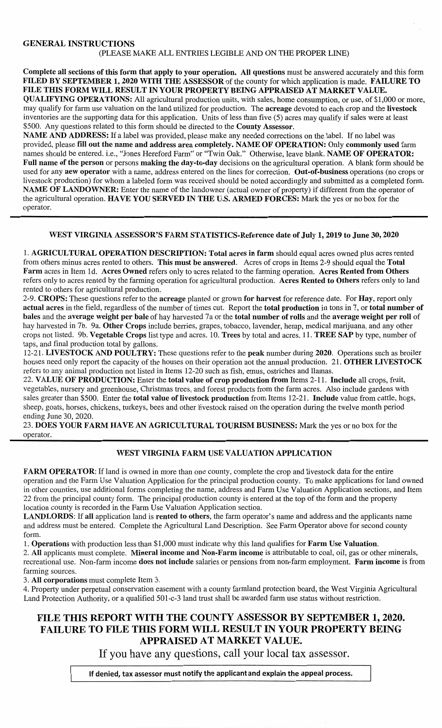## GENERAL INSTRUCTIONS

(PLEASE MAKE ALL ENTRIES LEGIBLE AND ON THE PROPER LINE)

**Complete all sections of this form that apply to your operation. All questions** must be answered accurately and this form **FILED BY SEPTEMBER 1, 2020 WITH THE ASSESSOR** of the county for which application is made. **FAILURE TO FILE THIS FORM WILL RESULT IN YOUR PROPERTY BEING APPRAISED AT MARKET VALUE.**

**QUALIFYING OPERATIONS:** All agricultural production units, with sales, home consumption, or use, of $1,000 or more, may qualify for farm use valuation on the land utilized for production. The **acreage** devoted to each crop and the **livestock** inventories are the supporting data for this application. Units of less than five (5) acres may qualify if sales were at least $500. Any questions related to this form should be directed to the **County Assessor.**

**NAME AND ADDRESS:** If a label was provided, please make any needed corrections on the label. If no label was provided, please **fill out the name and address area completely. NAME OF OPERATION:** Only **commonly used** farm names should be entered. i.e., "Jones Hereford Farm" or "Twin Oak." Otherwise, leave blank. **NAME OF OPERATOR: Full name of the person** or persons **making the day-to-day** decisions on the agricultural operation. A blank form should be used for any **new operator** with a name, address entered on the lines for correction. **Out-of-business** operations (no crops or livestock production) for whom a labeled form was received should be noted accordingly and submitted as a completed form. **NAME OF LANDOWNER:** Enter the name of the landowner (actual owner of property) if different from the operator of the agricultural operation. **HAVE YOU SERVED IN THE U.S. ARMED FORCES:** Mark the yes or no box for the operator.

## WEST VIRGINIA ASSESSOR'S FARM STATISTICS-Reference date of July 1, 2019 to June 30, 2020

1. **AGRICULTURAL OPERATION DESCRIPTION: Total acres in farm** should equal acres owned plus acres rented from others minus acres rented to others. **This must be answered.** Acres of crops in Items 2-9 should equal the **Total Farm** acres in Item 1d. **Acres Owned** refers only to acres related to the farming operation. **Acres Rented from Others** refers only to acres rented by the farming operation for agricultural production. **Acres Rented to Others** refers only to land rented to others for agricultural production.

2-9. **CROPS:** These questions refer to the **acreage** planted or grown **for harvest** for reference date. For **Hay**, report only **actual acres** in the field, regardless of the number of times cut. Report the **total production** in tons in 7, or **total number of bales** and the **average weight per bale** of hay harvested 7a or the **total number of rolls** and the **average weight per roll** of hay harvested in 7b. 9a. **Other Crops** include berries, grapes, tobacco, lavender, hemp, medical marijuana, and any other crops not listed. 9b. **Vegetable Crops** list type and acres. 10. **Trees** by total and acres. 11. **TREE SAP** by type, number of taps, and final production total by gallons.

12-21. **LIVESTOCK AND POULTRY:** These questions refer to the **peak** number during **2020**. Operations such as broiler houses need only report the capacity of the houses on their operation not the annual production. 21. **OTHER LIVESTOCK** refers to any animal production not listed in Items 12-20 such as fish, emus, ostriches and llamas.

22. **VALUE OF PRODUCTION:** Enter the **total value of crop production from** Items 2-11. **Include** all crops, fruit, vegetables, nursery and greenhouse, Christmas trees, and forest products from the farm acres. Also include gardens with sales greater than $500. Enter the **total value of livestock production** from Items 12-21. **Include** value from cattle, hogs, sheep, goats, horses, chickens, turkeys, bees and other livestock raised on the operation during the twelve month period ending June 30, 2020.

23. **DOES YOUR FARM HAVE AN AGRICULTURAL TOURISM BUSINESS:** Mark the yes or no box for the operator.

## WEST VIRGINIA FARM USE VALUATION APPLICATION

**FARM OPERATOR**: If land is owned in more than one county, complete the crop and livestock data for the entire operation and the Farm Use Valuation Application for the principal production county. To make applications for land owned in other counties, use additional forms completing the name, address and Farm Use Valuation Application sections, and Item 22 from the principal county form. The principal production county is entered at the top of the form and the property location county is recorded in the Farm Use Valuation Application section.

**LANDLORDS**: If **all** application land is **rented to others**, the farm operator's name and address and the applicants name and address must be entered. Complete the Agricultural Land Description. See Farm Operator above for second county form.

1. **Operations** with production less than $1,000 must indicate why this land qualifies for **Farm Use Valuation**.
2. **All** applicants must complete. **Mineral income and Non-Farm income** is attributable to coal, oil, gas or other minerals, recreational use. Non-farm income **does not include** salaries or pensions from non-farm employment. **Farm income** is from farming sources.
3. **All corporations** must complete Item 3.
4. Property under perpetual conservation easement with a county farmland protection board, the West Virginia Agricultural Land Protection Authority, or a qualified 501-c-3 land trust shall be awarded farm use status without restriction.

## FILE THIS REPORT WITH THE COUNTY ASSESSOR BY SEPTEMBER 1, 2020. FAILURE TO FILE THIS FORM WILL RESULT IN YOUR PROPERTY BEING APPRAISED AT MARKET VALUE.

If you have any questions, call your local tax assessor.

**If denied, tax assessor must notify the applicant and explain the appeal process.**